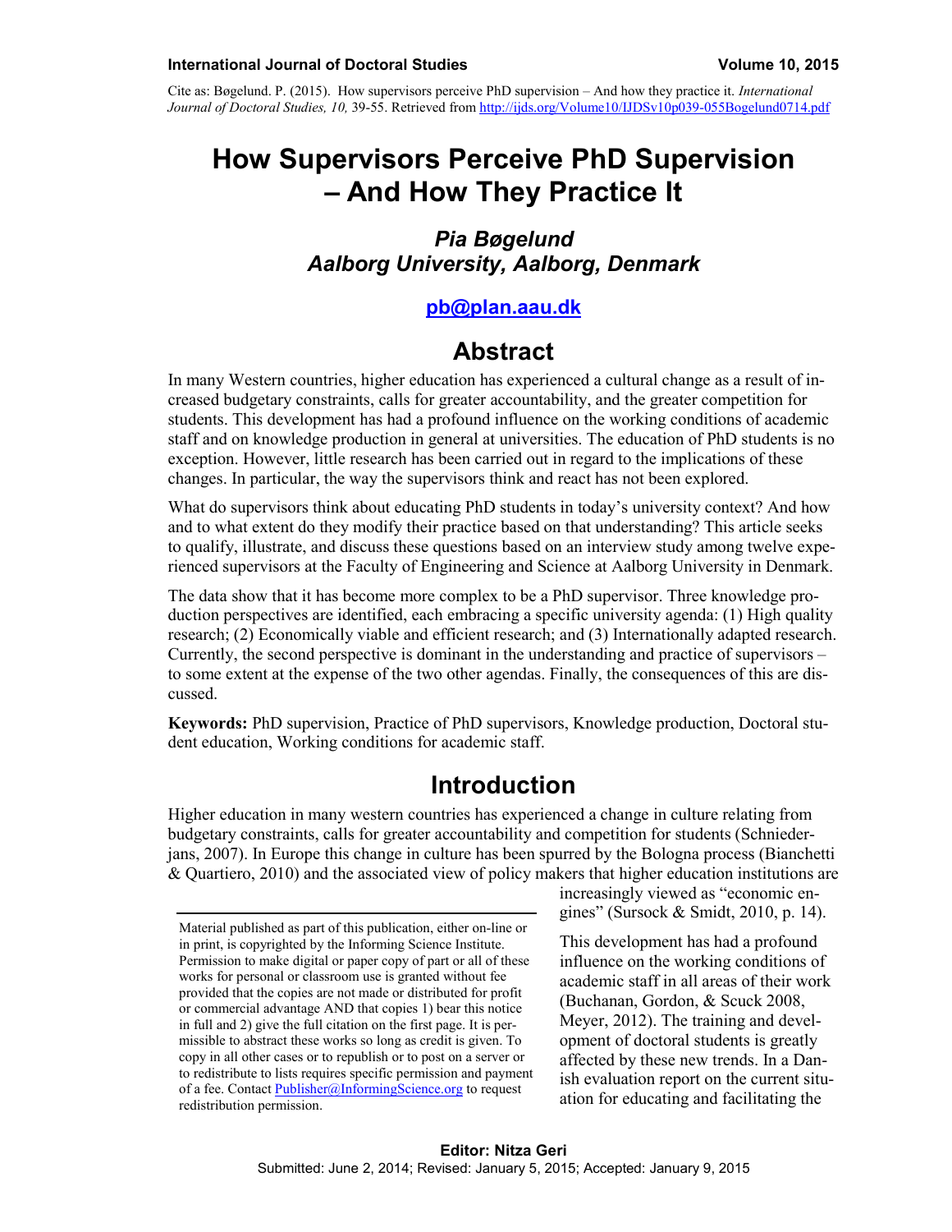Cite as: Bøgelund. P. (2015). How supervisors perceive PhD supervision – And how they practice it. *International Journal of Doctoral Studies, 10,* 39-55. Retrieved from http://ijds.org/Volume10/IJDSv10p039-055Bogelund0714.pdf

# How Supervisors Perceive PhD Supervision – And How They Practice It

***Pia Bøgelund***
***Aalborg University, Aalborg, Denmark***

**pb@plan.aau.dk**

## Abstract

In many Western countries, higher education has experienced a cultural change as a result of increased budgetary constraints, calls for greater accountability, and the greater competition for students. This development has had a profound influence on the working conditions of academic staff and on knowledge production in general at universities. The education of PhD students is no exception. However, little research has been carried out in regard to the implications of these changes. In particular, the way the supervisors think and react has not been explored.

What do supervisors think about educating PhD students in today's university context? And how and to what extent do they modify their practice based on that understanding? This article seeks to qualify, illustrate, and discuss these questions based on an interview study among twelve experienced supervisors at the Faculty of Engineering and Science at Aalborg University in Denmark.

The data show that it has become more complex to be a PhD supervisor. Three knowledge production perspectives are identified, each embracing a specific university agenda: (1) High quality research; (2) Economically viable and efficient research; and (3) Internationally adapted research. Currently, the second perspective is dominant in the understanding and practice of supervisors – to some extent at the expense of the two other agendas. Finally, the consequences of this are discussed.

**Keywords:** PhD supervision, Practice of PhD supervisors, Knowledge production, Doctoral student education, Working conditions for academic staff.

## Introduction

Higher education in many western countries has experienced a change in culture relating from budgetary constraints, calls for greater accountability and competition for students (Schniederjans, 2007). In Europe this change in culture has been spurred by the Bologna process (Bianchetti & Quartiero, 2010) and the associated view of policy makers that higher education institutions are increasingly viewed as "economic engines" (Sursock & Smidt, 2010, p. 14).

This development has had a profound influence on the working conditions of academic staff in all areas of their work (Buchanan, Gordon, & Scuck 2008, Meyer, 2012). The training and development of doctoral students is greatly affected by these new trends. In a Danish evaluation report on the current situation for educating and facilitating the

Material published as part of this publication, either on-line or in print, is copyrighted by the Informing Science Institute. Permission to make digital or paper copy of part or all of these works for personal or classroom use is granted without fee provided that the copies are not made or distributed for profit or commercial advantage AND that copies 1) bear this notice in full and 2) give the full citation on the first page. It is permissible to abstract these works so long as credit is given. To copy in all other cases or to republish or to post on a server or to redistribute to lists requires specific permission and payment of a fee. Contact Publisher@InformingScience.org to request redistribution permission.

**Editor: Nitza Geri**
Submitted: June 2, 2014; Revised: January 5, 2015; Accepted: January 9, 2015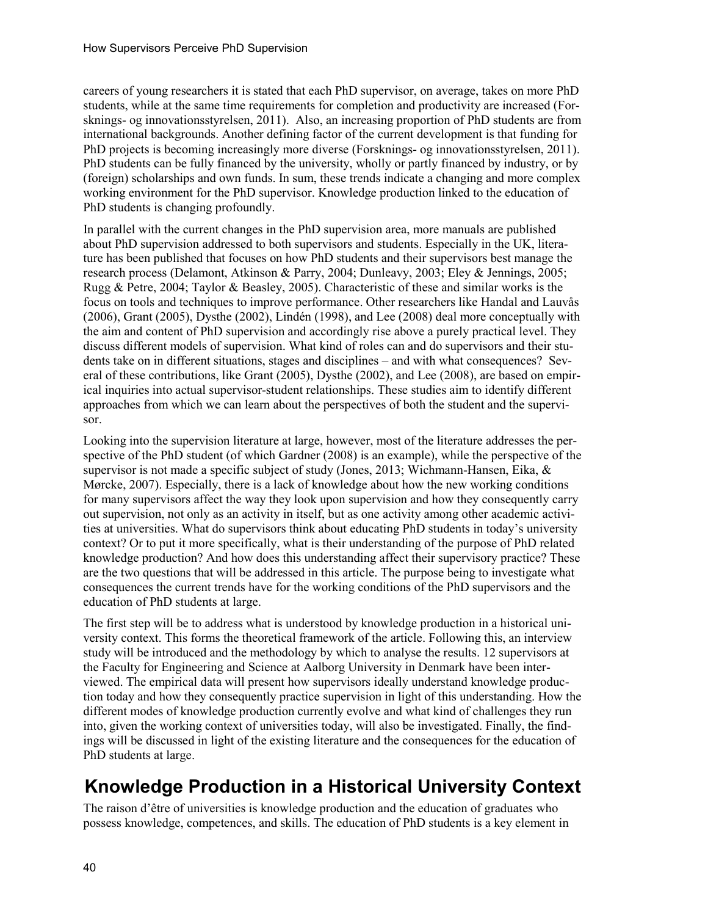careers of young researchers it is stated that each PhD supervisor, on average, takes on more PhD students, while at the same time requirements for completion and productivity are increased (Forsknings- og innovationsstyrelsen, 2011). Also, an increasing proportion of PhD students are from international backgrounds. Another defining factor of the current development is that funding for PhD projects is becoming increasingly more diverse (Forsknings- og innovationsstyrelsen, 2011). PhD students can be fully financed by the university, wholly or partly financed by industry, or by (foreign) scholarships and own funds. In sum, these trends indicate a changing and more complex working environment for the PhD supervisor. Knowledge production linked to the education of PhD students is changing profoundly.

In parallel with the current changes in the PhD supervision area, more manuals are published about PhD supervision addressed to both supervisors and students. Especially in the UK, literature has been published that focuses on how PhD students and their supervisors best manage the research process (Delamont, Atkinson & Parry, 2004; Dunleavy, 2003; Eley & Jennings, 2005; Rugg & Petre, 2004; Taylor & Beasley, 2005). Characteristic of these and similar works is the focus on tools and techniques to improve performance. Other researchers like Handal and Lauvås (2006), Grant (2005), Dysthe (2002), Lindén (1998), and Lee (2008) deal more conceptually with the aim and content of PhD supervision and accordingly rise above a purely practical level. They discuss different models of supervision. What kind of roles can and do supervisors and their students take on in different situations, stages and disciplines – and with what consequences? Several of these contributions, like Grant (2005), Dysthe (2002), and Lee (2008), are based on empirical inquiries into actual supervisor-student relationships. These studies aim to identify different approaches from which we can learn about the perspectives of both the student and the supervisor.

Looking into the supervision literature at large, however, most of the literature addresses the perspective of the PhD student (of which Gardner (2008) is an example), while the perspective of the supervisor is not made a specific subject of study (Jones, 2013; Wichmann-Hansen, Eika, & Mørcke, 2007). Especially, there is a lack of knowledge about how the new working conditions for many supervisors affect the way they look upon supervision and how they consequently carry out supervision, not only as an activity in itself, but as one activity among other academic activities at universities. What do supervisors think about educating PhD students in today's university context? Or to put it more specifically, what is their understanding of the purpose of PhD related knowledge production? And how does this understanding affect their supervisory practice? These are the two questions that will be addressed in this article. The purpose being to investigate what consequences the current trends have for the working conditions of the PhD supervisors and the education of PhD students at large.

The first step will be to address what is understood by knowledge production in a historical university context. This forms the theoretical framework of the article. Following this, an interview study will be introduced and the methodology by which to analyse the results. 12 supervisors at the Faculty for Engineering and Science at Aalborg University in Denmark have been interviewed. The empirical data will present how supervisors ideally understand knowledge production today and how they consequently practice supervision in light of this understanding. How the different modes of knowledge production currently evolve and what kind of challenges they run into, given the working context of universities today, will also be investigated. Finally, the findings will be discussed in light of the existing literature and the consequences for the education of PhD students at large.

## Knowledge Production in a Historical University Context

The raison d'être of universities is knowledge production and the education of graduates who possess knowledge, competences, and skills. The education of PhD students is a key element in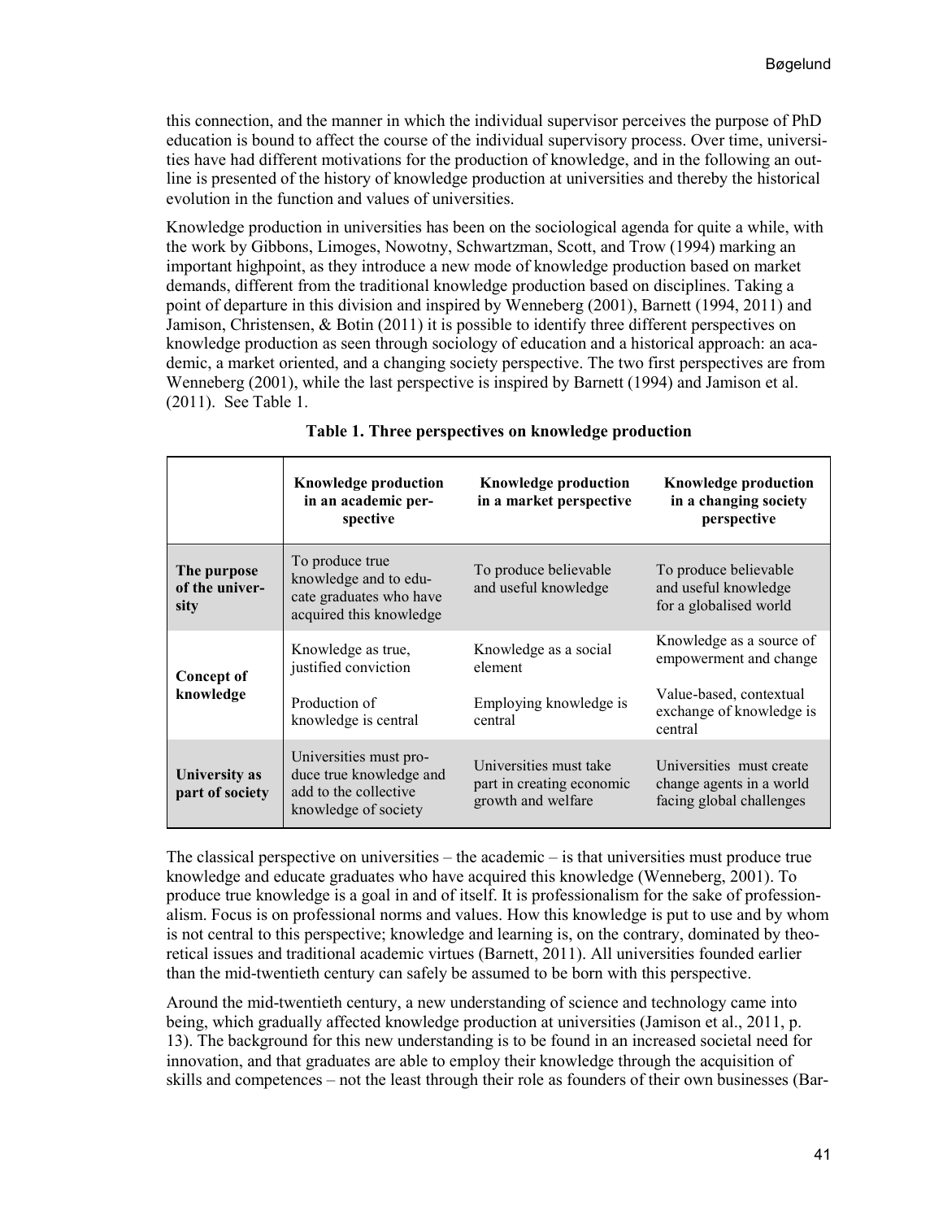this connection, and the manner in which the individual supervisor perceives the purpose of PhD education is bound to affect the course of the individual supervisory process. Over time, universities have had different motivations for the production of knowledge, and in the following an outline is presented of the history of knowledge production at universities and thereby the historical evolution in the function and values of universities.

Knowledge production in universities has been on the sociological agenda for quite a while, with the work by Gibbons, Limoges, Nowotny, Schwartzman, Scott, and Trow (1994) marking an important highpoint, as they introduce a new mode of knowledge production based on market demands, different from the traditional knowledge production based on disciplines. Taking a point of departure in this division and inspired by Wenneberg (2001), Barnett (1994, 2011) and Jamison, Christensen, & Botin (2011) it is possible to identify three different perspectives on knowledge production as seen through sociology of education and a historical approach: an academic, a market oriented, and a changing society perspective. The two first perspectives are from Wenneberg (2001), while the last perspective is inspired by Barnett (1994) and Jamison et al. (2011). See Table 1.

**Table 1. Three perspectives on knowledge production**

| | **Knowledge production in an academic perspective** | **Knowledge production in a market perspective** | **Knowledge production in a changing society perspective** |
|---|---|---|---|
| **The purpose of the university** | To produce true knowledge and to educate graduates who have acquired this knowledge | To produce believable and useful knowledge | To produce believable and useful knowledge for a globalised world |
| **Concept of knowledge** | Knowledge as true, justified conviction<br><br>Production of knowledge is central | Knowledge as a social element<br><br>Employing knowledge is central | Knowledge as a source of empowerment and change<br><br>Value-based, contextual exchange of knowledge is central |
| **University as part of society** | Universities must produce true knowledge and add to the collective knowledge of society | Universities must take part in creating economic growth and welfare | Universities must create change agents in a world facing global challenges |

The classical perspective on universities – the academic – is that universities must produce true knowledge and educate graduates who have acquired this knowledge (Wenneberg, 2001). To produce true knowledge is a goal in and of itself. It is professionalism for the sake of professionalism. Focus is on professional norms and values. How this knowledge is put to use and by whom is not central to this perspective; knowledge and learning is, on the contrary, dominated by theoretical issues and traditional academic virtues (Barnett, 2011). All universities founded earlier than the mid-twentieth century can safely be assumed to be born with this perspective.

Around the mid-twentieth century, a new understanding of science and technology came into being, which gradually affected knowledge production at universities (Jamison et al., 2011, p. 13). The background for this new understanding is to be found in an increased societal need for innovation, and that graduates are able to employ their knowledge through the acquisition of skills and competences – not the least through their role as founders of their own businesses (Bar-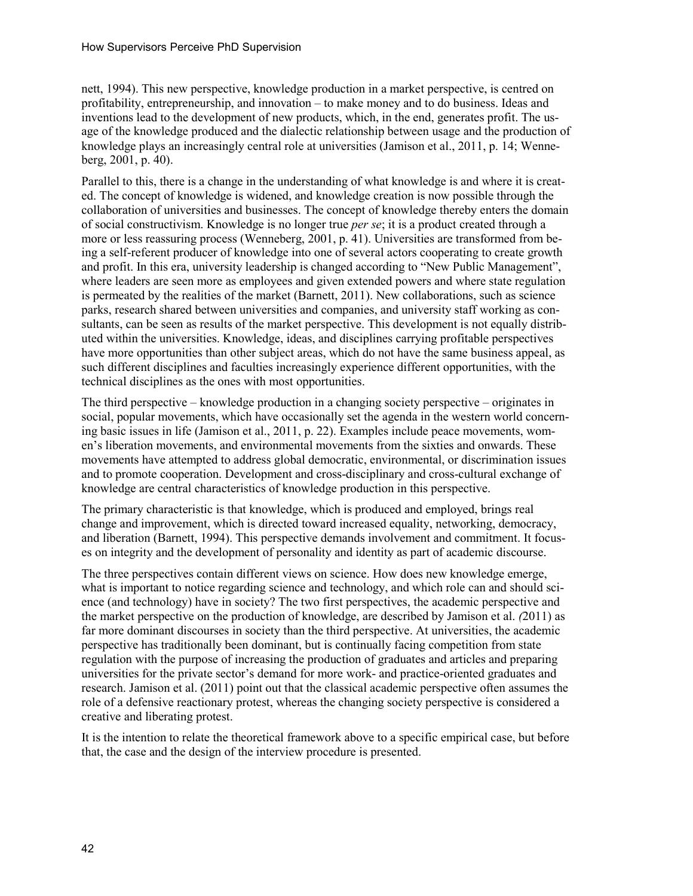nett, 1994). This new perspective, knowledge production in a market perspective, is centred on profitability, entrepreneurship, and innovation – to make money and to do business. Ideas and inventions lead to the development of new products, which, in the end, generates profit. The usage of the knowledge produced and the dialectic relationship between usage and the production of knowledge plays an increasingly central role at universities (Jamison et al., 2011, p. 14; Wenneberg, 2001, p. 40).

Parallel to this, there is a change in the understanding of what knowledge is and where it is created. The concept of knowledge is widened, and knowledge creation is now possible through the collaboration of universities and businesses. The concept of knowledge thereby enters the domain of social constructivism. Knowledge is no longer true *per se*; it is a product created through a more or less reassuring process (Wenneberg, 2001, p. 41). Universities are transformed from being a self-referent producer of knowledge into one of several actors cooperating to create growth and profit. In this era, university leadership is changed according to "New Public Management", where leaders are seen more as employees and given extended powers and where state regulation is permeated by the realities of the market (Barnett, 2011). New collaborations, such as science parks, research shared between universities and companies, and university staff working as consultants, can be seen as results of the market perspective. This development is not equally distributed within the universities. Knowledge, ideas, and disciplines carrying profitable perspectives have more opportunities than other subject areas, which do not have the same business appeal, as such different disciplines and faculties increasingly experience different opportunities, with the technical disciplines as the ones with most opportunities.

The third perspective – knowledge production in a changing society perspective – originates in social, popular movements, which have occasionally set the agenda in the western world concerning basic issues in life (Jamison et al., 2011, p. 22). Examples include peace movements, women's liberation movements, and environmental movements from the sixties and onwards. These movements have attempted to address global democratic, environmental, or discrimination issues and to promote cooperation. Development and cross-disciplinary and cross-cultural exchange of knowledge are central characteristics of knowledge production in this perspective.

The primary characteristic is that knowledge, which is produced and employed, brings real change and improvement, which is directed toward increased equality, networking, democracy, and liberation (Barnett, 1994). This perspective demands involvement and commitment. It focuses on integrity and the development of personality and identity as part of academic discourse.

The three perspectives contain different views on science. How does new knowledge emerge, what is important to notice regarding science and technology, and which role can and should science (and technology) have in society? The two first perspectives, the academic perspective and the market perspective on the production of knowledge, are described by Jamison et al. *(*2011) as far more dominant discourses in society than the third perspective. At universities, the academic perspective has traditionally been dominant, but is continually facing competition from state regulation with the purpose of increasing the production of graduates and articles and preparing universities for the private sector's demand for more work- and practice-oriented graduates and research. Jamison et al. (2011) point out that the classical academic perspective often assumes the role of a defensive reactionary protest, whereas the changing society perspective is considered a creative and liberating protest.

It is the intention to relate the theoretical framework above to a specific empirical case, but before that, the case and the design of the interview procedure is presented.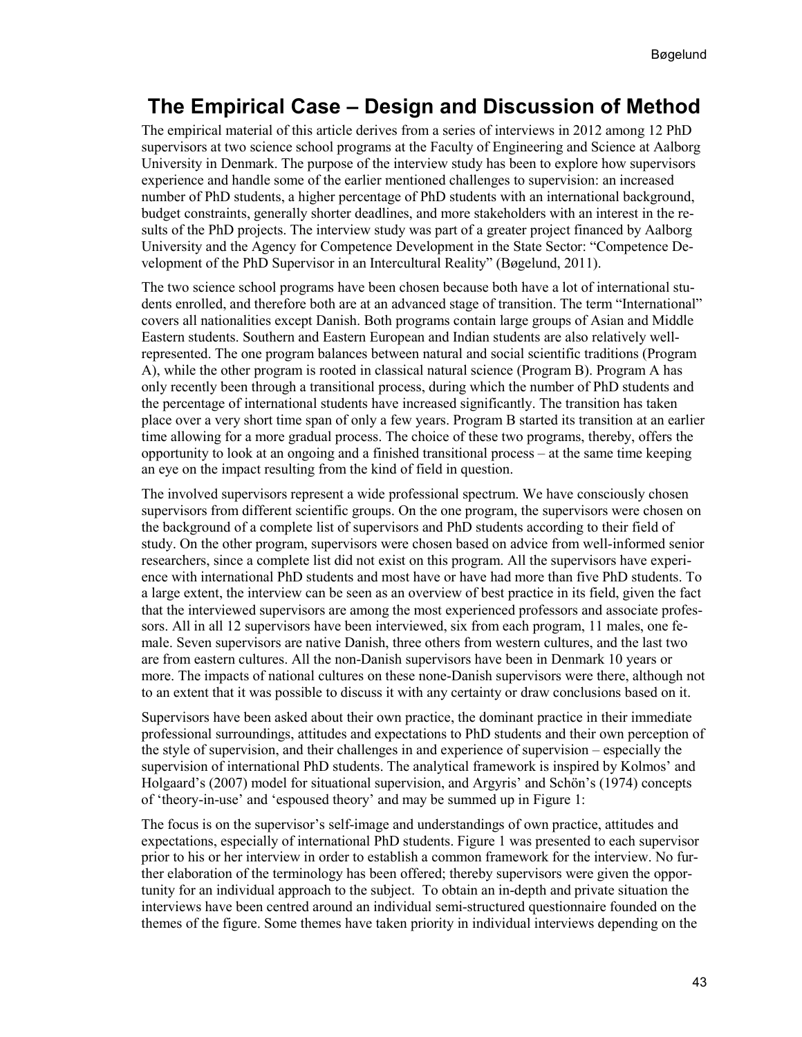# The Empirical Case – Design and Discussion of Method

The empirical material of this article derives from a series of interviews in 2012 among 12 PhD supervisors at two science school programs at the Faculty of Engineering and Science at Aalborg University in Denmark. The purpose of the interview study has been to explore how supervisors experience and handle some of the earlier mentioned challenges to supervision: an increased number of PhD students, a higher percentage of PhD students with an international background, budget constraints, generally shorter deadlines, and more stakeholders with an interest in the results of the PhD projects. The interview study was part of a greater project financed by Aalborg University and the Agency for Competence Development in the State Sector: "Competence Development of the PhD Supervisor in an Intercultural Reality" (Bøgelund, 2011).

The two science school programs have been chosen because both have a lot of international students enrolled, and therefore both are at an advanced stage of transition. The term "International" covers all nationalities except Danish. Both programs contain large groups of Asian and Middle Eastern students. Southern and Eastern European and Indian students are also relatively well-represented. The one program balances between natural and social scientific traditions (Program A), while the other program is rooted in classical natural science (Program B). Program A has only recently been through a transitional process, during which the number of PhD students and the percentage of international students have increased significantly. The transition has taken place over a very short time span of only a few years. Program B started its transition at an earlier time allowing for a more gradual process. The choice of these two programs, thereby, offers the opportunity to look at an ongoing and a finished transitional process – at the same time keeping an eye on the impact resulting from the kind of field in question.

The involved supervisors represent a wide professional spectrum. We have consciously chosen supervisors from different scientific groups. On the one program, the supervisors were chosen on the background of a complete list of supervisors and PhD students according to their field of study. On the other program, supervisors were chosen based on advice from well-informed senior researchers, since a complete list did not exist on this program. All the supervisors have experience with international PhD students and most have or have had more than five PhD students. To a large extent, the interview can be seen as an overview of best practice in its field, given the fact that the interviewed supervisors are among the most experienced professors and associate professors. All in all 12 supervisors have been interviewed, six from each program, 11 males, one female. Seven supervisors are native Danish, three others from western cultures, and the last two are from eastern cultures. All the non-Danish supervisors have been in Denmark 10 years or more. The impacts of national cultures on these none-Danish supervisors were there, although not to an extent that it was possible to discuss it with any certainty or draw conclusions based on it.

Supervisors have been asked about their own practice, the dominant practice in their immediate professional surroundings, attitudes and expectations to PhD students and their own perception of the style of supervision, and their challenges in and experience of supervision – especially the supervision of international PhD students. The analytical framework is inspired by Kolmos' and Holgaard's (2007) model for situational supervision, and Argyris' and Schön's (1974) concepts of 'theory-in-use' and 'espoused theory' and may be summed up in Figure 1:

The focus is on the supervisor's self-image and understandings of own practice, attitudes and expectations, especially of international PhD students. Figure 1 was presented to each supervisor prior to his or her interview in order to establish a common framework for the interview. No further elaboration of the terminology has been offered; thereby supervisors were given the opportunity for an individual approach to the subject. To obtain an in-depth and private situation the interviews have been centred around an individual semi-structured questionnaire founded on the themes of the figure. Some themes have taken priority in individual interviews depending on the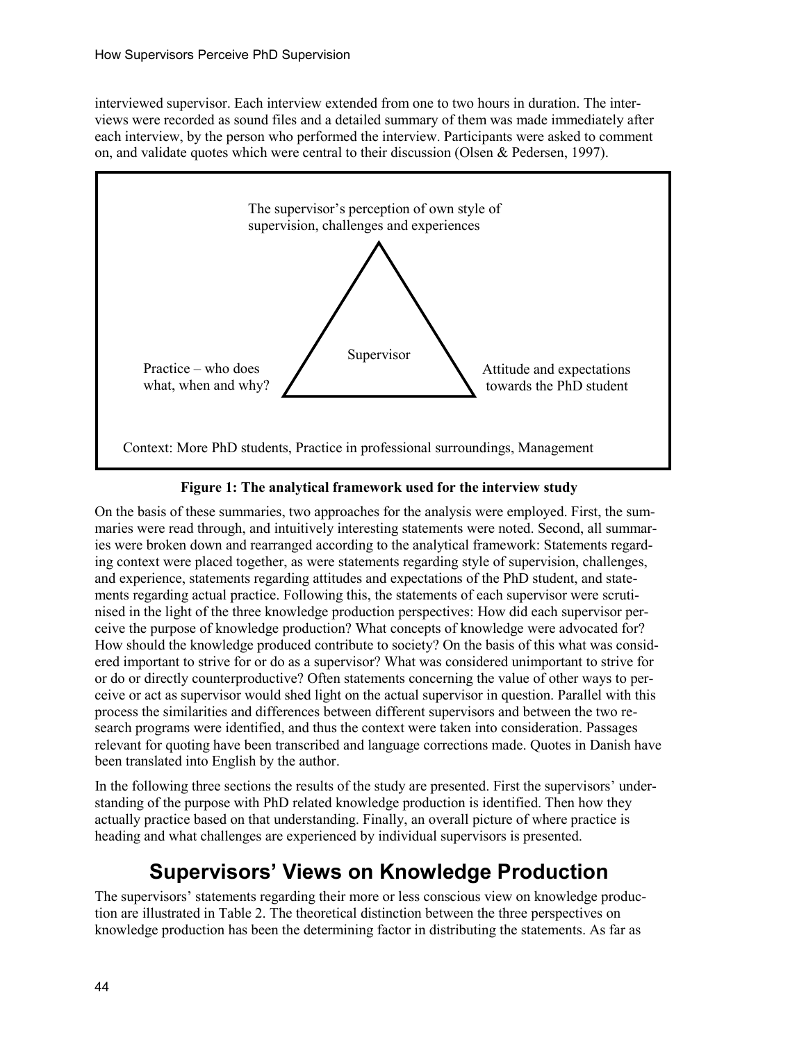interviewed supervisor. Each interview extended from one to two hours in duration. The interviews were recorded as sound files and a detailed summary of them was made immediately after each interview, by the person who performed the interview. Participants were asked to comment on, and validate quotes which were central to their discussion (Olsen & Pedersen, 1997).

The supervisor's perception of own style of supervision, challenges and experiences

Supervisor

Practice – who does what, when and why?

Attitude and expectations towards the PhD student

Context: More PhD students, Practice in professional surroundings, Management

**Figure 1: The analytical framework used for the interview study**

On the basis of these summaries, two approaches for the analysis were employed. First, the summaries were read through, and intuitively interesting statements were noted. Second, all summaries were broken down and rearranged according to the analytical framework: Statements regarding context were placed together, as were statements regarding style of supervision, challenges, and experience, statements regarding attitudes and expectations of the PhD student, and statements regarding actual practice. Following this, the statements of each supervisor were scrutinised in the light of the three knowledge production perspectives: How did each supervisor perceive the purpose of knowledge production? What concepts of knowledge were advocated for? How should the knowledge produced contribute to society? On the basis of this what was considered important to strive for or do as a supervisor? What was considered unimportant to strive for or do or directly counterproductive? Often statements concerning the value of other ways to perceive or act as supervisor would shed light on the actual supervisor in question. Parallel with this process the similarities and differences between different supervisors and between the two research programs were identified, and thus the context were taken into consideration. Passages relevant for quoting have been transcribed and language corrections made. Quotes in Danish have been translated into English by the author.

In the following three sections the results of the study are presented. First the supervisors' understanding of the purpose with PhD related knowledge production is identified. Then how they actually practice based on that understanding. Finally, an overall picture of where practice is heading and what challenges are experienced by individual supervisors is presented.

## Supervisors' Views on Knowledge Production

The supervisors' statements regarding their more or less conscious view on knowledge production are illustrated in Table 2. The theoretical distinction between the three perspectives on knowledge production has been the determining factor in distributing the statements. As far as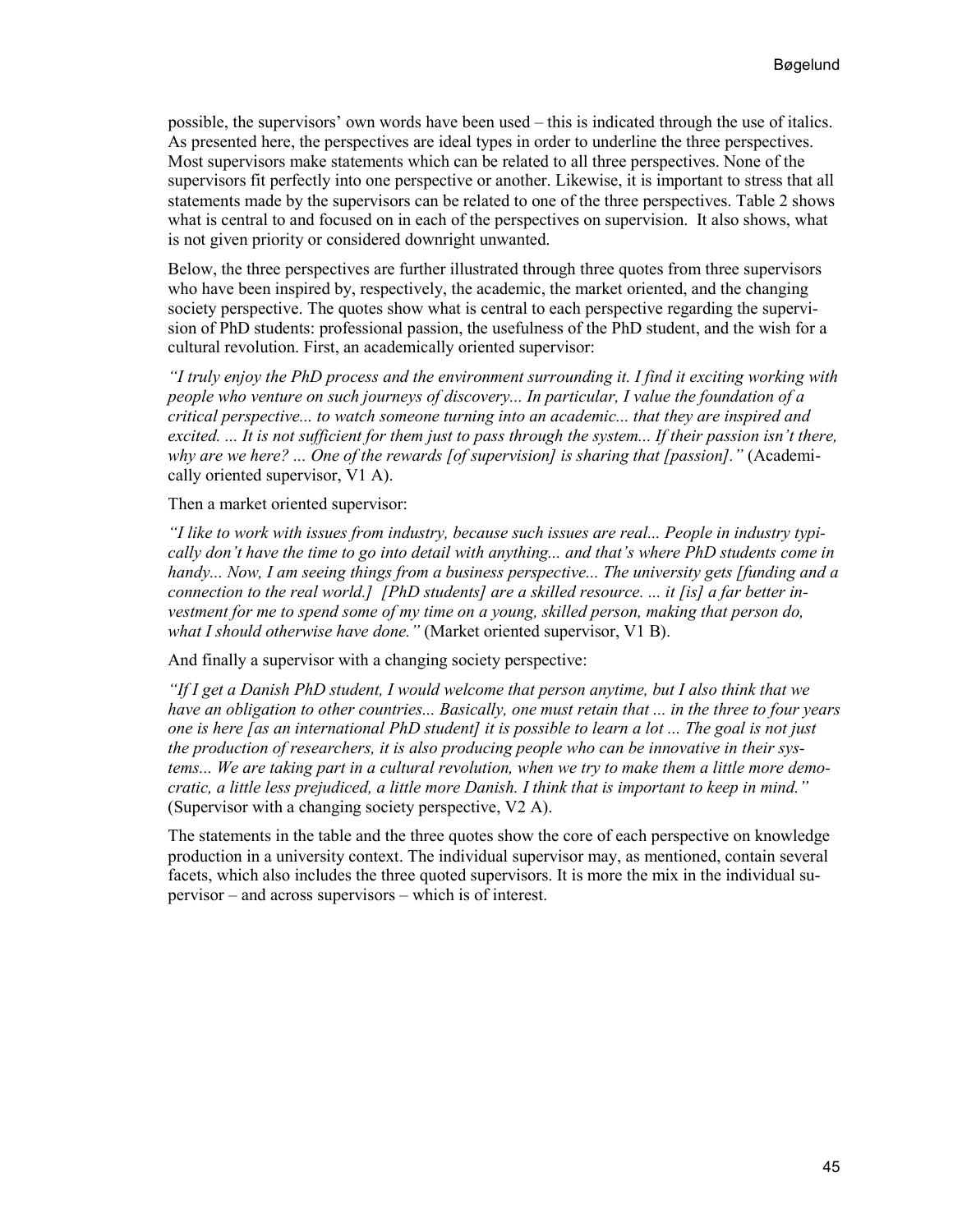possible, the supervisors' own words have been used – this is indicated through the use of italics. As presented here, the perspectives are ideal types in order to underline the three perspectives. Most supervisors make statements which can be related to all three perspectives. None of the supervisors fit perfectly into one perspective or another. Likewise, it is important to stress that all statements made by the supervisors can be related to one of the three perspectives. Table 2 shows what is central to and focused on in each of the perspectives on supervision. It also shows, what is not given priority or considered downright unwanted.

Below, the three perspectives are further illustrated through three quotes from three supervisors who have been inspired by, respectively, the academic, the market oriented, and the changing society perspective. The quotes show what is central to each perspective regarding the supervision of PhD students: professional passion, the usefulness of the PhD student, and the wish for a cultural revolution. First, an academically oriented supervisor:

*"I truly enjoy the PhD process and the environment surrounding it. I find it exciting working with people who venture on such journeys of discovery... In particular, I value the foundation of a critical perspective... to watch someone turning into an academic... that they are inspired and excited. ... It is not sufficient for them just to pass through the system... If their passion isn't there, why are we here? ... One of the rewards [of supervision] is sharing that [passion]."* (Academically oriented supervisor, V1 A).

Then a market oriented supervisor:

*"I like to work with issues from industry, because such issues are real... People in industry typically don't have the time to go into detail with anything... and that's where PhD students come in handy... Now, I am seeing things from a business perspective... The university gets [funding and a connection to the real world.] [PhD students] are a skilled resource. ... it [is] a far better investment for me to spend some of my time on a young, skilled person, making that person do, what I should otherwise have done."* (Market oriented supervisor, V1 B).

And finally a supervisor with a changing society perspective:

*"If I get a Danish PhD student, I would welcome that person anytime, but I also think that we have an obligation to other countries... Basically, one must retain that ... in the three to four years one is here [as an international PhD student] it is possible to learn a lot ... The goal is not just the production of researchers, it is also producing people who can be innovative in their systems... We are taking part in a cultural revolution, when we try to make them a little more democratic, a little less prejudiced, a little more Danish. I think that is important to keep in mind."* (Supervisor with a changing society perspective, V2 A).

The statements in the table and the three quotes show the core of each perspective on knowledge production in a university context. The individual supervisor may, as mentioned, contain several facets, which also includes the three quoted supervisors. It is more the mix in the individual supervisor – and across supervisors – which is of interest.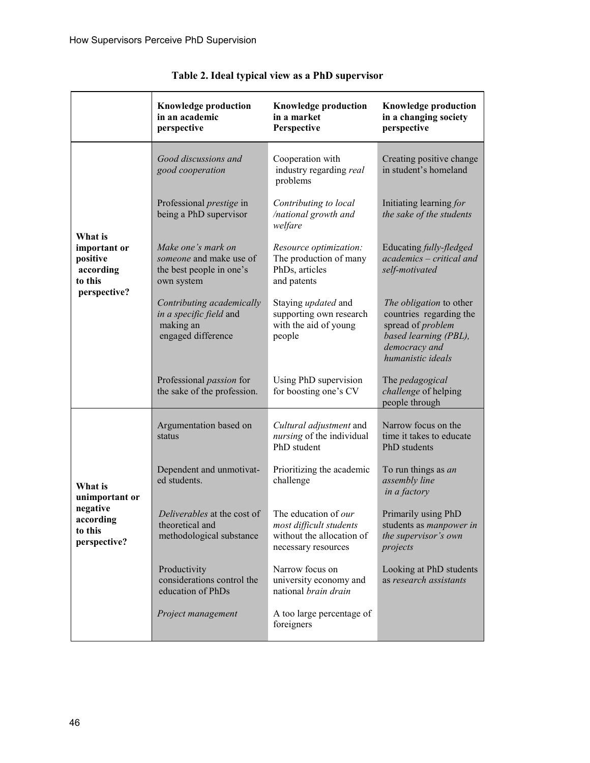**Table 2. Ideal typical view as a PhD supervisor**

| | Knowledge production in an academic perspective | Knowledge production in a market Perspective | Knowledge production in a changing society perspective |
|---|---|---|---|
| **What is important or positive according to this perspective?** | *Good discussions and good cooperation* | Cooperation with industry regarding *real* problems | Creating positive change in student's homeland |
| | Professional *prestige* in being a PhD supervisor | *Contributing to local /national growth and welfare* | Initiating learning *for the sake of the students* |
| | *Make one's mark on someone* and make use of the best people in one's own system | *Resource optimization:* The production of many PhDs, articles and patents | Educating *fully-fledged academics – critical and self-motivated* |
| | *Contributing academically in a specific field* and making an engaged difference | Staying *updated* and supporting own research with the aid of young people | *The obligation* to other countries regarding the spread of *problem based learning (PBL), democracy and humanistic ideals* |
| | Professional *passion* for the sake of the profession. | Using PhD supervision for boosting one's CV | The *pedagogical challenge* of helping people through |
| **What is unimportant or negative according to this perspective?** | Argumentation based on status | *Cultural adjustment* and *nursing* of the individual PhD student | Narrow focus on the time it takes to educate PhD students |
| | Dependent and unmotivated students. | Prioritizing the academic challenge | To run things as *an assembly line in a factory* |
| | *Deliverables* at the cost of theoretical and methodological substance | The education of *our most difficult students* without the allocation of necessary resources | Primarily using PhD students as *manpower in the supervisor's own projects* |
| | Productivity considerations control the education of PhDs | Narrow focus on university economy and national *brain drain* | Looking at PhD students as *research assistants* |
| | *Project management* | A too large percentage of foreigners | |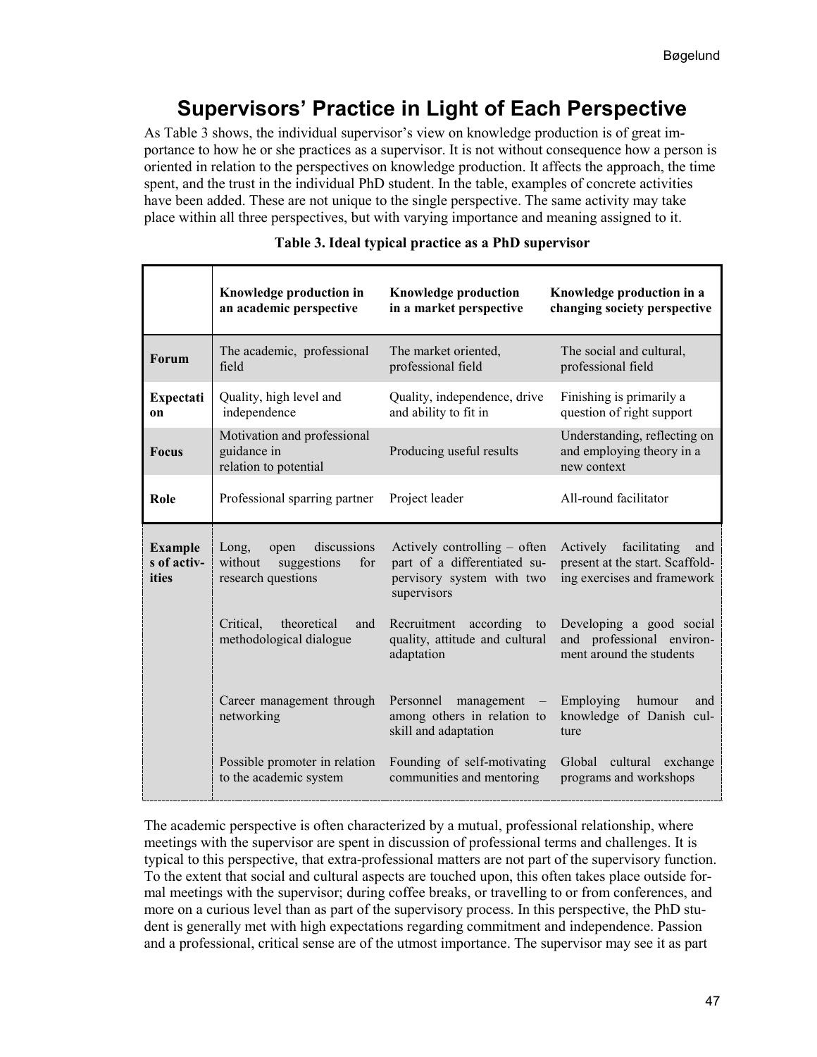## Supervisors' Practice in Light of Each Perspective

As Table 3 shows, the individual supervisor's view on knowledge production is of great importance to how he or she practices as a supervisor. It is not without consequence how a person is oriented in relation to the perspectives on knowledge production. It affects the approach, the time spent, and the trust in the individual PhD student. In the table, examples of concrete activities have been added. These are not unique to the single perspective. The same activity may take place within all three perspectives, but with varying importance and meaning assigned to it.

**Table 3. Ideal typical practice as a PhD supervisor**

| | Knowledge production in an academic perspective | Knowledge production in a market perspective | Knowledge production in a changing society perspective |
|---|---|---|---|
| **Forum** | The academic, professional field | The market oriented, professional field | The social and cultural, professional field |
| **Expectation** | Quality, high level and independence | Quality, independence, drive and ability to fit in | Finishing is primarily a question of right support |
| **Focus** | Motivation and professional guidance in relation to potential | Producing useful results | Understanding, reflecting on and employing theory in a new context |
| **Role** | Professional sparring partner | Project leader | All-round facilitator |
| **Examples of activities** | Long, open discussions without suggestions for research questions | Actively controlling – often part of a differentiated supervisory system with two supervisors | Actively facilitating and present at the start. Scaffolding exercises and framework |
| | Critical, theoretical and methodological dialogue | Recruitment according to quality, attitude and cultural adaptation | Developing a good social and professional environment around the students |
| | Career management through networking | Personnel management – among others in relation to skill and adaptation | Employing humour and knowledge of Danish culture |
| | Possible promoter in relation to the academic system | Founding of self-motivating communities and mentoring | Global cultural exchange programs and workshops |

The academic perspective is often characterized by a mutual, professional relationship, where meetings with the supervisor are spent in discussion of professional terms and challenges. It is typical to this perspective, that extra-professional matters are not part of the supervisory function. To the extent that social and cultural aspects are touched upon, this often takes place outside formal meetings with the supervisor; during coffee breaks, or travelling to or from conferences, and more on a curious level than as part of the supervisory process. In this perspective, the PhD student is generally met with high expectations regarding commitment and independence. Passion and a professional, critical sense are of the utmost importance. The supervisor may see it as part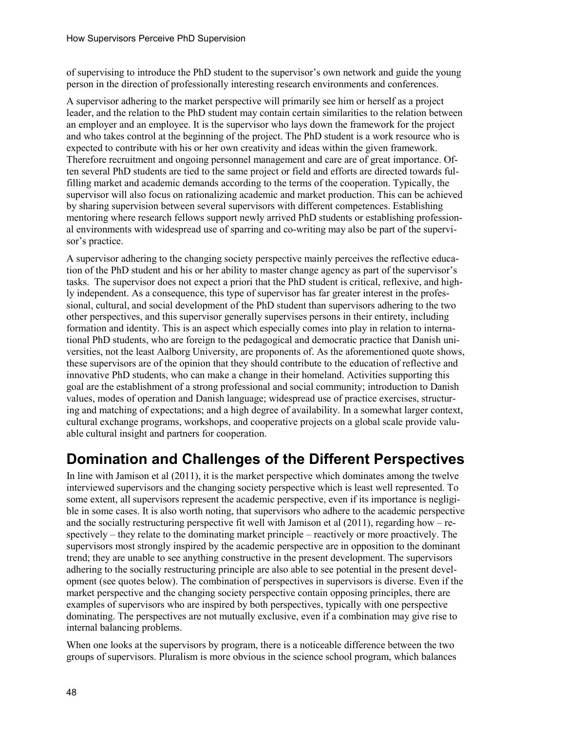of supervising to introduce the PhD student to the supervisor's own network and guide the young person in the direction of professionally interesting research environments and conferences.

A supervisor adhering to the market perspective will primarily see him or herself as a project leader, and the relation to the PhD student may contain certain similarities to the relation between an employer and an employee. It is the supervisor who lays down the framework for the project and who takes control at the beginning of the project. The PhD student is a work resource who is expected to contribute with his or her own creativity and ideas within the given framework. Therefore recruitment and ongoing personnel management and care are of great importance. Often several PhD students are tied to the same project or field and efforts are directed towards fulfilling market and academic demands according to the terms of the cooperation. Typically, the supervisor will also focus on rationalizing academic and market production. This can be achieved by sharing supervision between several supervisors with different competences. Establishing mentoring where research fellows support newly arrived PhD students or establishing professional environments with widespread use of sparring and co-writing may also be part of the supervisor's practice.

A supervisor adhering to the changing society perspective mainly perceives the reflective education of the PhD student and his or her ability to master change agency as part of the supervisor's tasks. The supervisor does not expect a priori that the PhD student is critical, reflexive, and highly independent. As a consequence, this type of supervisor has far greater interest in the professional, cultural, and social development of the PhD student than supervisors adhering to the two other perspectives, and this supervisor generally supervises persons in their entirety, including formation and identity. This is an aspect which especially comes into play in relation to international PhD students, who are foreign to the pedagogical and democratic practice that Danish universities, not the least Aalborg University, are proponents of. As the aforementioned quote shows, these supervisors are of the opinion that they should contribute to the education of reflective and innovative PhD students, who can make a change in their homeland. Activities supporting this goal are the establishment of a strong professional and social community; introduction to Danish values, modes of operation and Danish language; widespread use of practice exercises, structuring and matching of expectations; and a high degree of availability. In a somewhat larger context, cultural exchange programs, workshops, and cooperative projects on a global scale provide valuable cultural insight and partners for cooperation.

## Domination and Challenges of the Different Perspectives

In line with Jamison et al (2011), it is the market perspective which dominates among the twelve interviewed supervisors and the changing society perspective which is least well represented. To some extent, all supervisors represent the academic perspective, even if its importance is negligible in some cases. It is also worth noting, that supervisors who adhere to the academic perspective and the socially restructuring perspective fit well with Jamison et al (2011), regarding how – respectively – they relate to the dominating market principle – reactively or more proactively. The supervisors most strongly inspired by the academic perspective are in opposition to the dominant trend; they are unable to see anything constructive in the present development. The supervisors adhering to the socially restructuring principle are also able to see potential in the present development (see quotes below). The combination of perspectives in supervisors is diverse. Even if the market perspective and the changing society perspective contain opposing principles, there are examples of supervisors who are inspired by both perspectives, typically with one perspective dominating. The perspectives are not mutually exclusive, even if a combination may give rise to internal balancing problems.

When one looks at the supervisors by program, there is a noticeable difference between the two groups of supervisors. Pluralism is more obvious in the science school program, which balances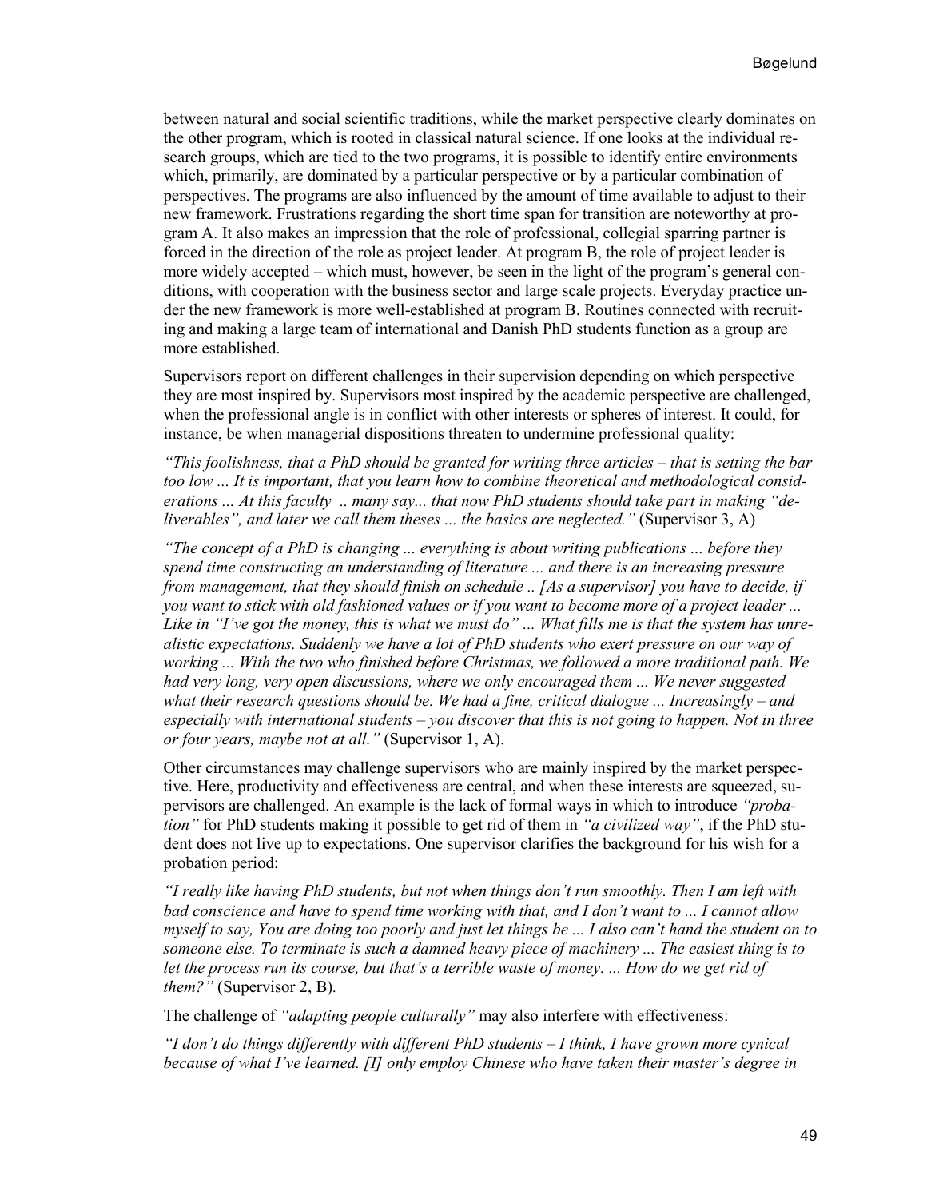between natural and social scientific traditions, while the market perspective clearly dominates on the other program, which is rooted in classical natural science. If one looks at the individual research groups, which are tied to the two programs, it is possible to identify entire environments which, primarily, are dominated by a particular perspective or by a particular combination of perspectives. The programs are also influenced by the amount of time available to adjust to their new framework. Frustrations regarding the short time span for transition are noteworthy at program A. It also makes an impression that the role of professional, collegial sparring partner is forced in the direction of the role as project leader. At program B, the role of project leader is more widely accepted – which must, however, be seen in the light of the program's general conditions, with cooperation with the business sector and large scale projects. Everyday practice under the new framework is more well-established at program B. Routines connected with recruiting and making a large team of international and Danish PhD students function as a group are more established.

Supervisors report on different challenges in their supervision depending on which perspective they are most inspired by. Supervisors most inspired by the academic perspective are challenged, when the professional angle is in conflict with other interests or spheres of interest. It could, for instance, be when managerial dispositions threaten to undermine professional quality:

*"This foolishness, that a PhD should be granted for writing three articles – that is setting the bar too low ... It is important, that you learn how to combine theoretical and methodological considerations ... At this faculty .. many say... that now PhD students should take part in making "deliverables", and later we call them theses ... the basics are neglected."* (Supervisor 3, A)

*"The concept of a PhD is changing ... everything is about writing publications ... before they spend time constructing an understanding of literature ... and there is an increasing pressure from management, that they should finish on schedule .. [As a supervisor] you have to decide, if you want to stick with old fashioned values or if you want to become more of a project leader ... Like in "I've got the money, this is what we must do" ... What fills me is that the system has unrealistic expectations. Suddenly we have a lot of PhD students who exert pressure on our way of working ... With the two who finished before Christmas, we followed a more traditional path. We had very long, very open discussions, where we only encouraged them ... We never suggested what their research questions should be. We had a fine, critical dialogue ... Increasingly – and especially with international students – you discover that this is not going to happen. Not in three or four years, maybe not at all."* (Supervisor 1, A).

Other circumstances may challenge supervisors who are mainly inspired by the market perspective. Here, productivity and effectiveness are central, and when these interests are squeezed, supervisors are challenged. An example is the lack of formal ways in which to introduce *"probation"* for PhD students making it possible to get rid of them in *"a civilized way"*, if the PhD student does not live up to expectations. One supervisor clarifies the background for his wish for a probation period:

*"I really like having PhD students, but not when things don't run smoothly. Then I am left with bad conscience and have to spend time working with that, and I don't want to ... I cannot allow myself to say, You are doing too poorly and just let things be ... I also can't hand the student on to someone else. To terminate is such a damned heavy piece of machinery ... The easiest thing is to let the process run its course, but that's a terrible waste of money. ... How do we get rid of them?"* (Supervisor 2, B).

The challenge of *"adapting people culturally"* may also interfere with effectiveness:

*"I don't do things differently with different PhD students – I think, I have grown more cynical because of what I've learned. [I] only employ Chinese who have taken their master's degree in*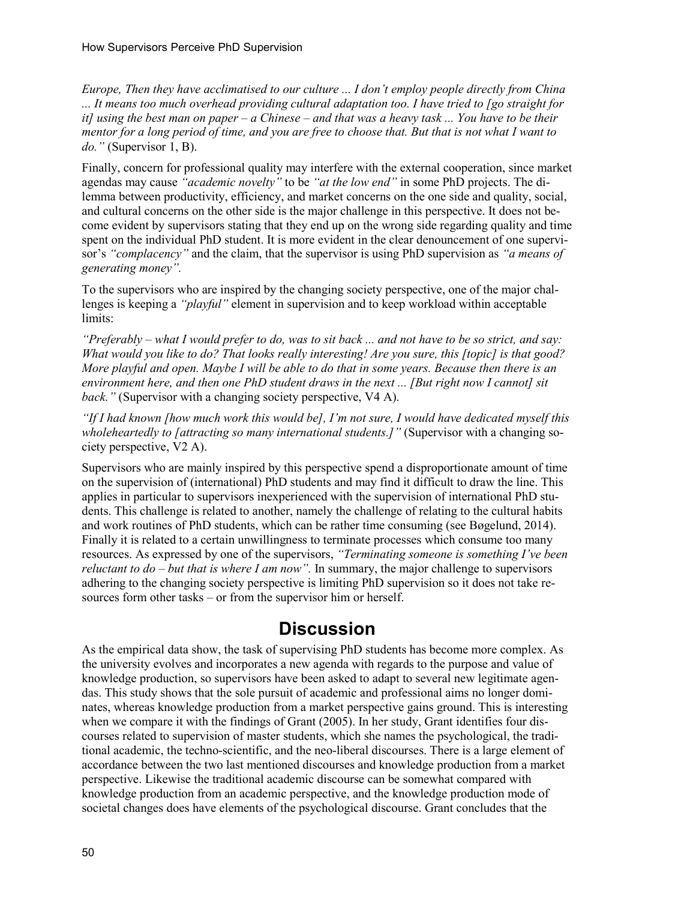*Europe, Then they have acclimatised to our culture ... I don't employ people directly from China ... It means too much overhead providing cultural adaptation too. I have tried to [go straight for it] using the best man on paper – a Chinese – and that was a heavy task ... You have to be their mentor for a long period of time, and you are free to choose that. But that is not what I want to do."* (Supervisor 1, B).

Finally, concern for professional quality may interfere with the external cooperation, since market agendas may cause *"academic novelty"* to be *"at the low end"* in some PhD projects. The dilemma between productivity, efficiency, and market concerns on the one side and quality, social, and cultural concerns on the other side is the major challenge in this perspective. It does not become evident by supervisors stating that they end up on the wrong side regarding quality and time spent on the individual PhD student. It is more evident in the clear denouncement of one supervisor's *"complacency"* and the claim, that the supervisor is using PhD supervision as *"a means of generating money"*.

To the supervisors who are inspired by the changing society perspective, one of the major challenges is keeping a *"playful"* element in supervision and to keep workload within acceptable limits:

*"Preferably – what I would prefer to do, was to sit back ... and not have to be so strict, and say: What would you like to do? That looks really interesting! Are you sure, this [topic] is that good? More playful and open. Maybe I will be able to do that in some years. Because then there is an environment here, and then one PhD student draws in the next ... [But right now I cannot] sit back."* (Supervisor with a changing society perspective, V4 A).

*"If I had known [how much work this would be], I'm not sure, I would have dedicated myself this wholeheartedly to [attracting so many international students.]"* (Supervisor with a changing society perspective, V2 A).

Supervisors who are mainly inspired by this perspective spend a disproportionate amount of time on the supervision of (international) PhD students and may find it difficult to draw the line. This applies in particular to supervisors inexperienced with the supervision of international PhD students. This challenge is related to another, namely the challenge of relating to the cultural habits and work routines of PhD students, which can be rather time consuming (see Bøgelund, 2014). Finally it is related to a certain unwillingness to terminate processes which consume too many resources. As expressed by one of the supervisors, *"Terminating someone is something I've been reluctant to do – but that is where I am now"*. In summary, the major challenge to supervisors adhering to the changing society perspective is limiting PhD supervision so it does not take resources form other tasks – or from the supervisor him or herself.

# Discussion

As the empirical data show, the task of supervising PhD students has become more complex. As the university evolves and incorporates a new agenda with regards to the purpose and value of knowledge production, so supervisors have been asked to adapt to several new legitimate agendas. This study shows that the sole pursuit of academic and professional aims no longer dominates, whereas knowledge production from a market perspective gains ground. This is interesting when we compare it with the findings of Grant (2005). In her study, Grant identifies four discourses related to supervision of master students, which she names the psychological, the traditional academic, the techno-scientific, and the neo-liberal discourses. There is a large element of accordance between the two last mentioned discourses and knowledge production from a market perspective. Likewise the traditional academic discourse can be somewhat compared with knowledge production from an academic perspective, and the knowledge production mode of societal changes does have elements of the psychological discourse. Grant concludes that the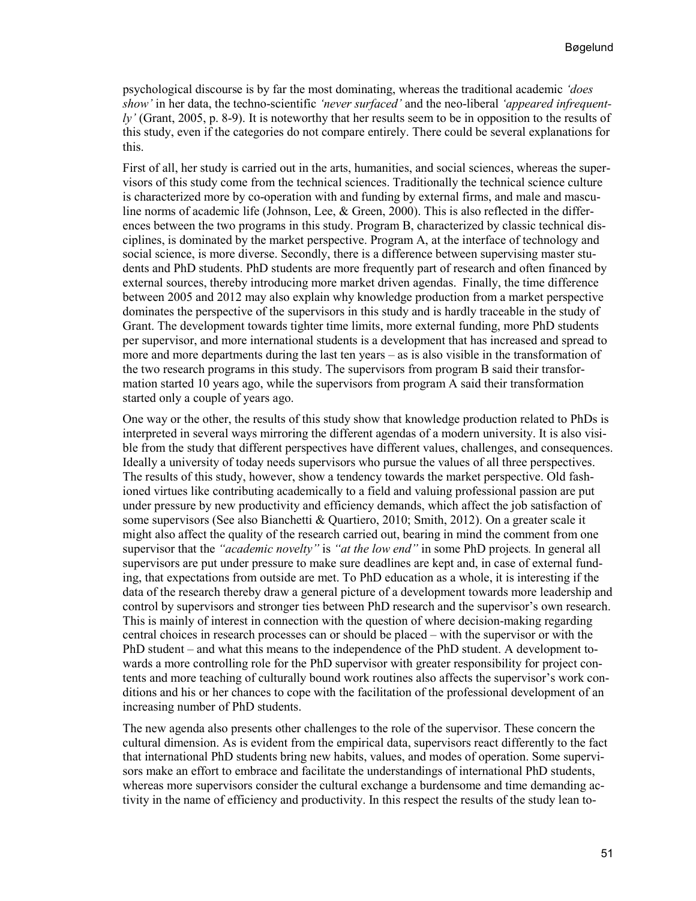psychological discourse is by far the most dominating, whereas the traditional academic *'does show'* in her data, the techno-scientific *'never surfaced'* and the neo-liberal *'appeared infrequently'* (Grant, 2005, p. 8-9). It is noteworthy that her results seem to be in opposition to the results of this study, even if the categories do not compare entirely. There could be several explanations for this.

First of all, her study is carried out in the arts, humanities, and social sciences, whereas the supervisors of this study come from the technical sciences. Traditionally the technical science culture is characterized more by co-operation with and funding by external firms, and male and masculine norms of academic life (Johnson, Lee, & Green, 2000). This is also reflected in the differences between the two programs in this study. Program B, characterized by classic technical disciplines, is dominated by the market perspective. Program A, at the interface of technology and social science, is more diverse. Secondly, there is a difference between supervising master students and PhD students. PhD students are more frequently part of research and often financed by external sources, thereby introducing more market driven agendas. Finally, the time difference between 2005 and 2012 may also explain why knowledge production from a market perspective dominates the perspective of the supervisors in this study and is hardly traceable in the study of Grant. The development towards tighter time limits, more external funding, more PhD students per supervisor, and more international students is a development that has increased and spread to more and more departments during the last ten years – as is also visible in the transformation of the two research programs in this study. The supervisors from program B said their transformation started 10 years ago, while the supervisors from program A said their transformation started only a couple of years ago.

One way or the other, the results of this study show that knowledge production related to PhDs is interpreted in several ways mirroring the different agendas of a modern university. It is also visible from the study that different perspectives have different values, challenges, and consequences. Ideally a university of today needs supervisors who pursue the values of all three perspectives. The results of this study, however, show a tendency towards the market perspective. Old fashioned virtues like contributing academically to a field and valuing professional passion are put under pressure by new productivity and efficiency demands, which affect the job satisfaction of some supervisors (See also Bianchetti & Quartiero, 2010; Smith, 2012). On a greater scale it might also affect the quality of the research carried out, bearing in mind the comment from one supervisor that the *"academic novelty"* is *"at the low end"* in some PhD projects. In general all supervisors are put under pressure to make sure deadlines are kept and, in case of external funding, that expectations from outside are met. To PhD education as a whole, it is interesting if the data of the research thereby draw a general picture of a development towards more leadership and control by supervisors and stronger ties between PhD research and the supervisor's own research. This is mainly of interest in connection with the question of where decision-making regarding central choices in research processes can or should be placed – with the supervisor or with the PhD student – and what this means to the independence of the PhD student. A development towards a more controlling role for the PhD supervisor with greater responsibility for project contents and more teaching of culturally bound work routines also affects the supervisor's work conditions and his or her chances to cope with the facilitation of the professional development of an increasing number of PhD students.

The new agenda also presents other challenges to the role of the supervisor. These concern the cultural dimension. As is evident from the empirical data, supervisors react differently to the fact that international PhD students bring new habits, values, and modes of operation. Some supervisors make an effort to embrace and facilitate the understandings of international PhD students, whereas more supervisors consider the cultural exchange a burdensome and time demanding activity in the name of efficiency and productivity. In this respect the results of the study lean to-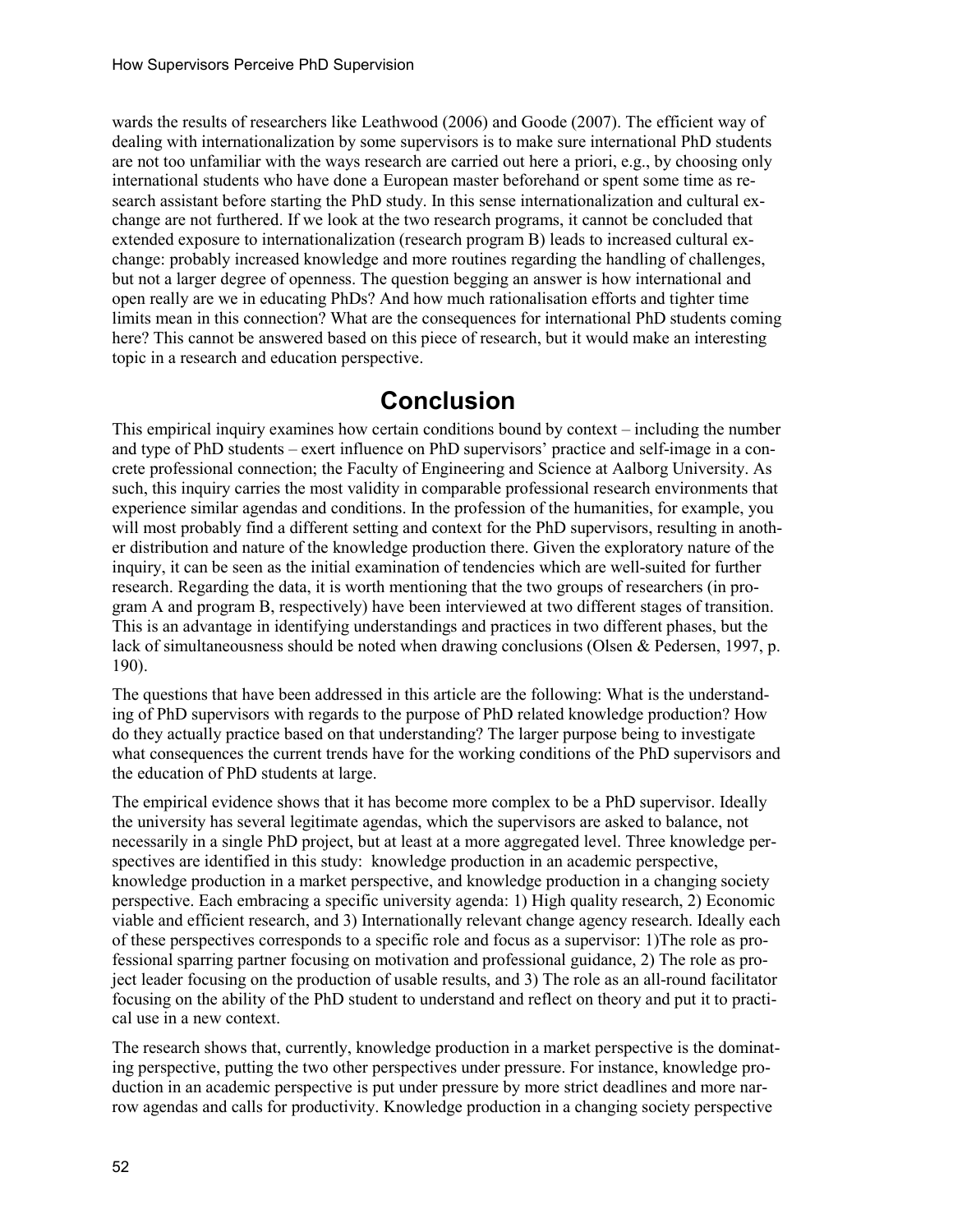wards the results of researchers like Leathwood (2006) and Goode (2007). The efficient way of dealing with internationalization by some supervisors is to make sure international PhD students are not too unfamiliar with the ways research are carried out here a priori, e.g., by choosing only international students who have done a European master beforehand or spent some time as research assistant before starting the PhD study. In this sense internationalization and cultural exchange are not furthered. If we look at the two research programs, it cannot be concluded that extended exposure to internationalization (research program B) leads to increased cultural exchange: probably increased knowledge and more routines regarding the handling of challenges, but not a larger degree of openness. The question begging an answer is how international and open really are we in educating PhDs? And how much rationalisation efforts and tighter time limits mean in this connection? What are the consequences for international PhD students coming here? This cannot be answered based on this piece of research, but it would make an interesting topic in a research and education perspective.

# Conclusion

This empirical inquiry examines how certain conditions bound by context – including the number and type of PhD students – exert influence on PhD supervisors' practice and self-image in a concrete professional connection; the Faculty of Engineering and Science at Aalborg University. As such, this inquiry carries the most validity in comparable professional research environments that experience similar agendas and conditions. In the profession of the humanities, for example, you will most probably find a different setting and context for the PhD supervisors, resulting in another distribution and nature of the knowledge production there. Given the exploratory nature of the inquiry, it can be seen as the initial examination of tendencies which are well-suited for further research. Regarding the data, it is worth mentioning that the two groups of researchers (in program A and program B, respectively) have been interviewed at two different stages of transition. This is an advantage in identifying understandings and practices in two different phases, but the lack of simultaneousness should be noted when drawing conclusions (Olsen & Pedersen, 1997, p. 190).

The questions that have been addressed in this article are the following: What is the understanding of PhD supervisors with regards to the purpose of PhD related knowledge production? How do they actually practice based on that understanding? The larger purpose being to investigate what consequences the current trends have for the working conditions of the PhD supervisors and the education of PhD students at large.

The empirical evidence shows that it has become more complex to be a PhD supervisor. Ideally the university has several legitimate agendas, which the supervisors are asked to balance, not necessarily in a single PhD project, but at least at a more aggregated level. Three knowledge perspectives are identified in this study: knowledge production in an academic perspective, knowledge production in a market perspective, and knowledge production in a changing society perspective. Each embracing a specific university agenda: 1) High quality research, 2) Economic viable and efficient research, and 3) Internationally relevant change agency research. Ideally each of these perspectives corresponds to a specific role and focus as a supervisor: 1)The role as professional sparring partner focusing on motivation and professional guidance, 2) The role as project leader focusing on the production of usable results, and 3) The role as an all-round facilitator focusing on the ability of the PhD student to understand and reflect on theory and put it to practical use in a new context.

The research shows that, currently, knowledge production in a market perspective is the dominating perspective, putting the two other perspectives under pressure. For instance, knowledge production in an academic perspective is put under pressure by more strict deadlines and more narrow agendas and calls for productivity. Knowledge production in a changing society perspective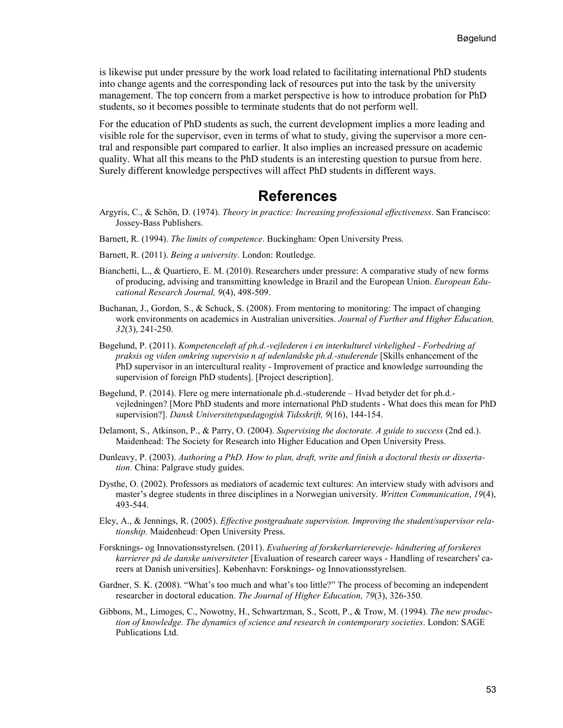is likewise put under pressure by the work load related to facilitating international PhD students into change agents and the corresponding lack of resources put into the task by the university management. The top concern from a market perspective is how to introduce probation for PhD students, so it becomes possible to terminate students that do not perform well.

For the education of PhD students as such, the current development implies a more leading and visible role for the supervisor, even in terms of what to study, giving the supervisor a more central and responsible part compared to earlier. It also implies an increased pressure on academic quality. What all this means to the PhD students is an interesting question to pursue from here. Surely different knowledge perspectives will affect PhD students in different ways.

## References

Argyris, C., & Schön, D. (1974). *Theory in practice: Increasing professional effectiveness*. San Francisco: Jossey-Bass Publishers.

Barnett, R. (1994). *The limits of competence*. Buckingham: Open University Press.

Barnett, R. (2011). *Being a university*. London: Routledge.

Bianchetti, L., & Quartiero, E. M. (2010). Researchers under pressure: A comparative study of new forms of producing, advising and transmitting knowledge in Brazil and the European Union. *European Educational Research Journal, 9*(4), 498-509.

Buchanan, J., Gordon, S., & Schuck, S. (2008). From mentoring to monitoring: The impact of changing work environments on academics in Australian universities. *Journal of Further and Higher Education, 32*(3), 241-250.

Bøgelund, P. (2011). *Kompetenceløft af ph.d.-vejlederen i en interkulturel virkelighed - Forbedring af praksis og viden omkring supervisio n af udenlandske ph.d.-studerende* [Skills enhancement of the PhD supervisor in an intercultural reality - Improvement of practice and knowledge surrounding the supervision of foreign PhD students]. [Project description].

Bøgelund, P. (2014). Flere og mere internationale ph.d.-studerende – Hvad betyder det for ph.d.-vejledningen? [More PhD students and more international PhD students - What does this mean for PhD supervision?]. *Dansk Universitetspædagogisk Tidsskrift, 9*(16), 144-154.

Delamont, S., Atkinson, P., & Parry, O. (2004). *Supervising the doctorate. A guide to success* (2nd ed.). Maidenhead: The Society for Research into Higher Education and Open University Press.

Dunleavy, P. (2003). *Authoring a PhD. How to plan, draft, write and finish a doctoral thesis or dissertation.* China: Palgrave study guides.

Dysthe, O. (2002). Professors as mediators of academic text cultures: An interview study with advisors and master's degree students in three disciplines in a Norwegian university. *Written Communication*, *19*(4), 493-544.

Eley, A., & Jennings, R. (2005). *Effective postgraduate supervision. Improving the student/supervisor relationship.* Maidenhead: Open University Press.

Forsknings- og Innovationsstyrelsen. (2011). *Evaluering af forskerkarriereveje- håndtering af forskeres karrierer på de danske universiteter* [Evaluation of research career ways - Handling of researchers' careers at Danish universities]. København: Forsknings- og Innovationsstyrelsen.

Gardner, S. K. (2008). "What's too much and what's too little?" The process of becoming an independent researcher in doctoral education. *The Journal of Higher Education, 79*(3), 326-350.

Gibbons, M., Limoges, C., Nowotny, H., Schwartzman, S., Scott, P., & Trow, M. (1994). *The new production of knowledge. The dynamics of science and research in contemporary societies*. London: SAGE Publications Ltd.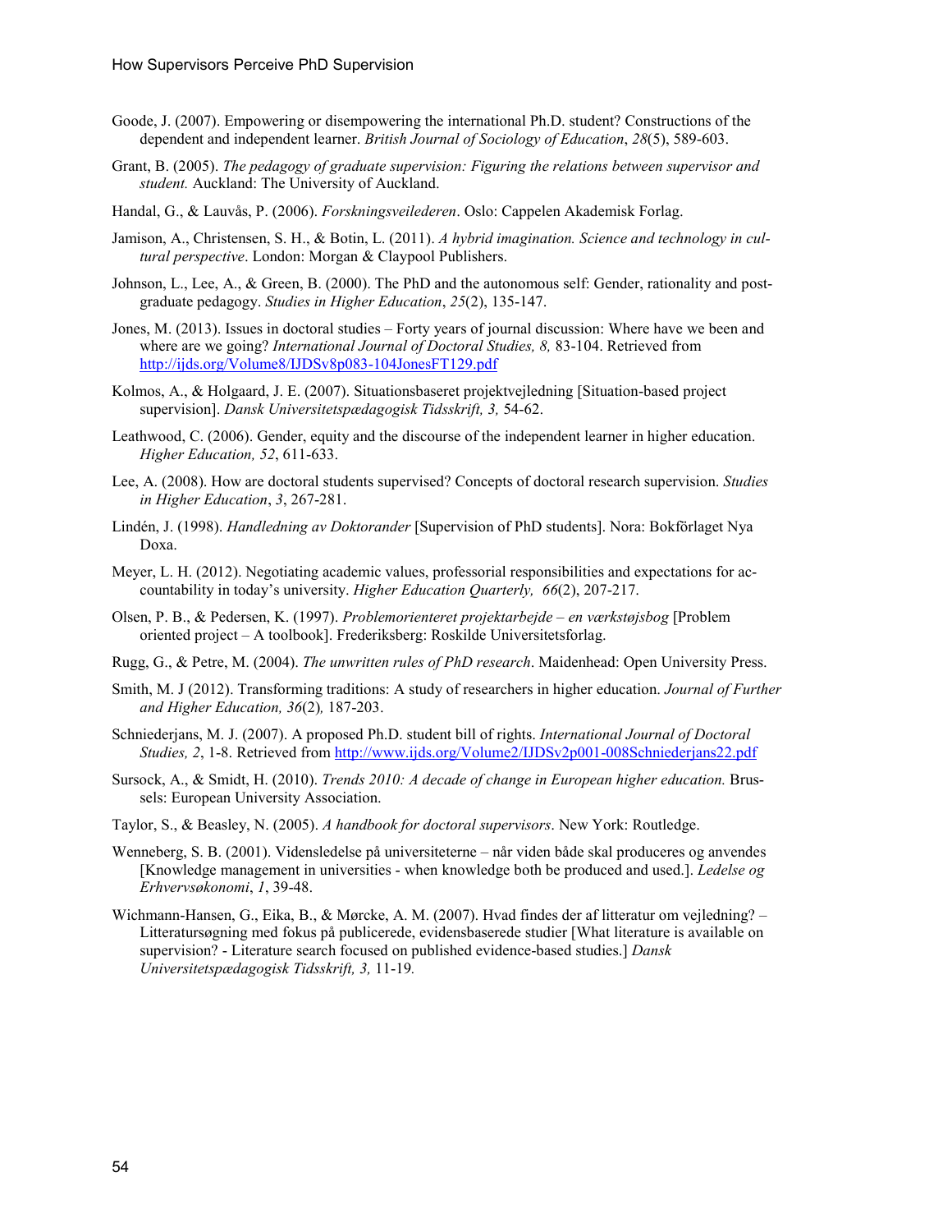Goode, J. (2007). Empowering or disempowering the international Ph.D. student? Constructions of the dependent and independent learner. *British Journal of Sociology of Education*, *28*(5), 589-603.

Grant, B. (2005). *The pedagogy of graduate supervision: Figuring the relations between supervisor and student.* Auckland: The University of Auckland.

Handal, G., & Lauvås, P. (2006). *Forskningsveilederen*. Oslo: Cappelen Akademisk Forlag.

Jamison, A., Christensen, S. H., & Botin, L. (2011). *A hybrid imagination. Science and technology in cultural perspective*. London: Morgan & Claypool Publishers.

Johnson, L., Lee, A., & Green, B. (2000). The PhD and the autonomous self: Gender, rationality and postgraduate pedagogy. *Studies in Higher Education*, *25*(2), 135-147.

Jones, M. (2013). Issues in doctoral studies – Forty years of journal discussion: Where have we been and where are we going? *International Journal of Doctoral Studies, 8,* 83-104. Retrieved from http://ijds.org/Volume8/IJDSv8p083-104JonesFT129.pdf

Kolmos, A., & Holgaard, J. E. (2007). Situationsbaseret projektvejledning [Situation-based project supervision]. *Dansk Universitetspædagogisk Tidsskrift, 3,* 54-62.

Leathwood, C. (2006). Gender, equity and the discourse of the independent learner in higher education. *Higher Education, 52*, 611-633.

Lee, A. (2008). How are doctoral students supervised? Concepts of doctoral research supervision. *Studies in Higher Education*, *3*, 267-281.

Lindén, J. (1998). *Handledning av Doktorander* [Supervision of PhD students]. Nora: Bokförlaget Nya Doxa.

Meyer, L. H. (2012). Negotiating academic values, professorial responsibilities and expectations for accountability in today's university. *Higher Education Quarterly, 66*(2), 207-217.

Olsen, P. B., & Pedersen, K. (1997). *Problemorienteret projektarbejde – en værkstøjsbog* [Problem oriented project – A toolbook]. Frederiksberg: Roskilde Universitetsforlag.

Rugg, G., & Petre, M. (2004). *The unwritten rules of PhD research*. Maidenhead: Open University Press.

Smith, M. J (2012). Transforming traditions: A study of researchers in higher education. *Journal of Further and Higher Education, 36*(2)*,* 187-203.

Schniederjans, M. J. (2007). A proposed Ph.D. student bill of rights. *International Journal of Doctoral Studies, 2*, 1-8. Retrieved from http://www.ijds.org/Volume2/IJDSv2p001-008Schniederjans22.pdf

Sursock, A., & Smidt, H. (2010). *Trends 2010: A decade of change in European higher education.* Brussels: European University Association.

Taylor, S., & Beasley, N. (2005). *A handbook for doctoral supervisors*. New York: Routledge.

Wenneberg, S. B. (2001). Vidensledelse på universiteterne – når viden både skal produceres og anvendes [Knowledge management in universities - when knowledge both be produced and used.]. *Ledelse og Erhvervsøkonomi*, *1*, 39-48.

Wichmann-Hansen, G., Eika, B., & Mørcke, A. M. (2007). Hvad findes der af litteratur om vejledning? – Litteratursøgning med fokus på publicerede, evidensbaserede studier [What literature is available on supervision? - Literature search focused on published evidence-based studies.] *Dansk Universitetspædagogisk Tidsskrift, 3,* 11-19*.*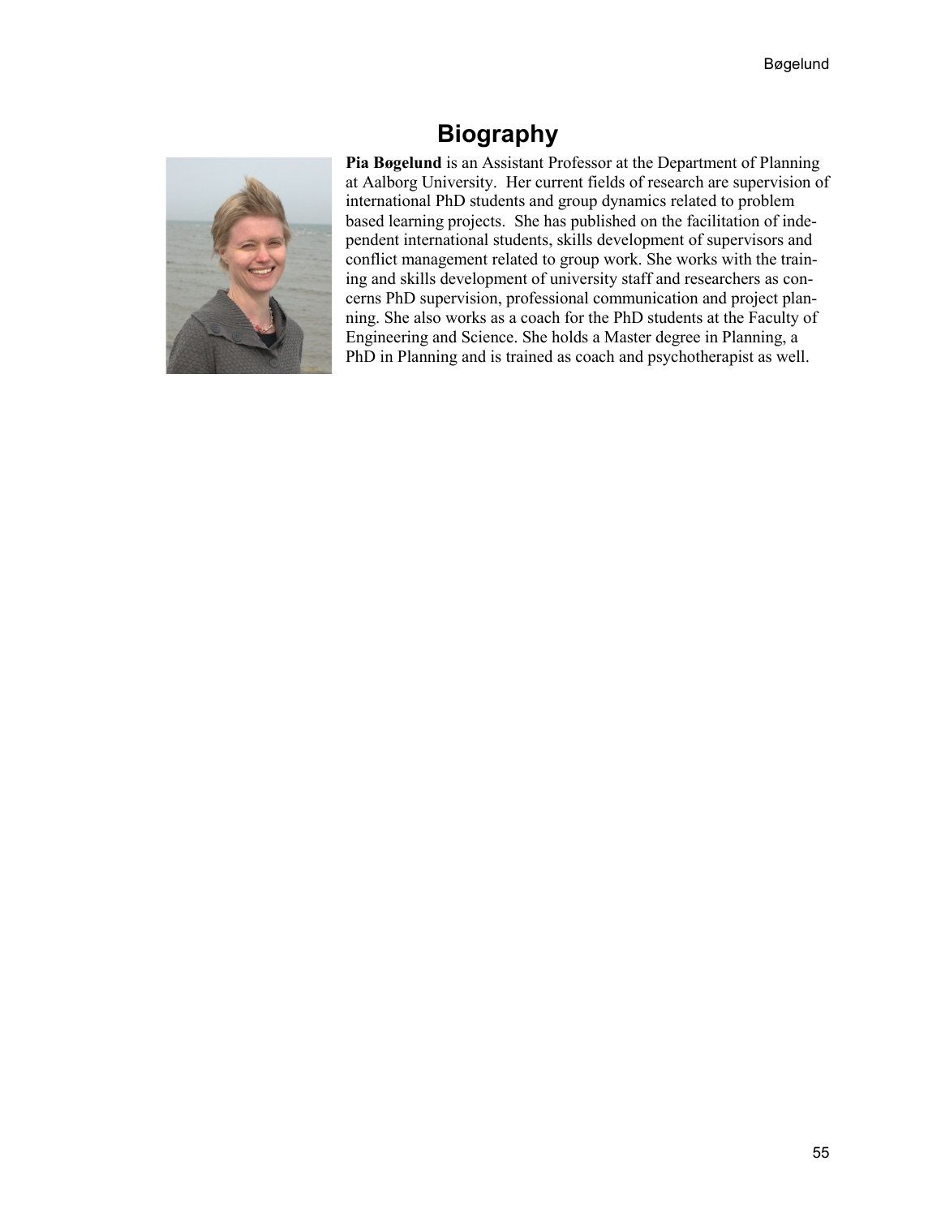# Biography

**Pia Bøgelund** is an Assistant Professor at the Department of Planning at Aalborg University. Her current fields of research are supervision of international PhD students and group dynamics related to problem based learning projects. She has published on the facilitation of independent international students, skills development of supervisors and conflict management related to group work. She works with the training and skills development of university staff and researchers as concerns PhD supervision, professional communication and project planning. She also works as a coach for the PhD students at the Faculty of Engineering and Science. She holds a Master degree in Planning, a PhD in Planning and is trained as coach and psychotherapist as well.